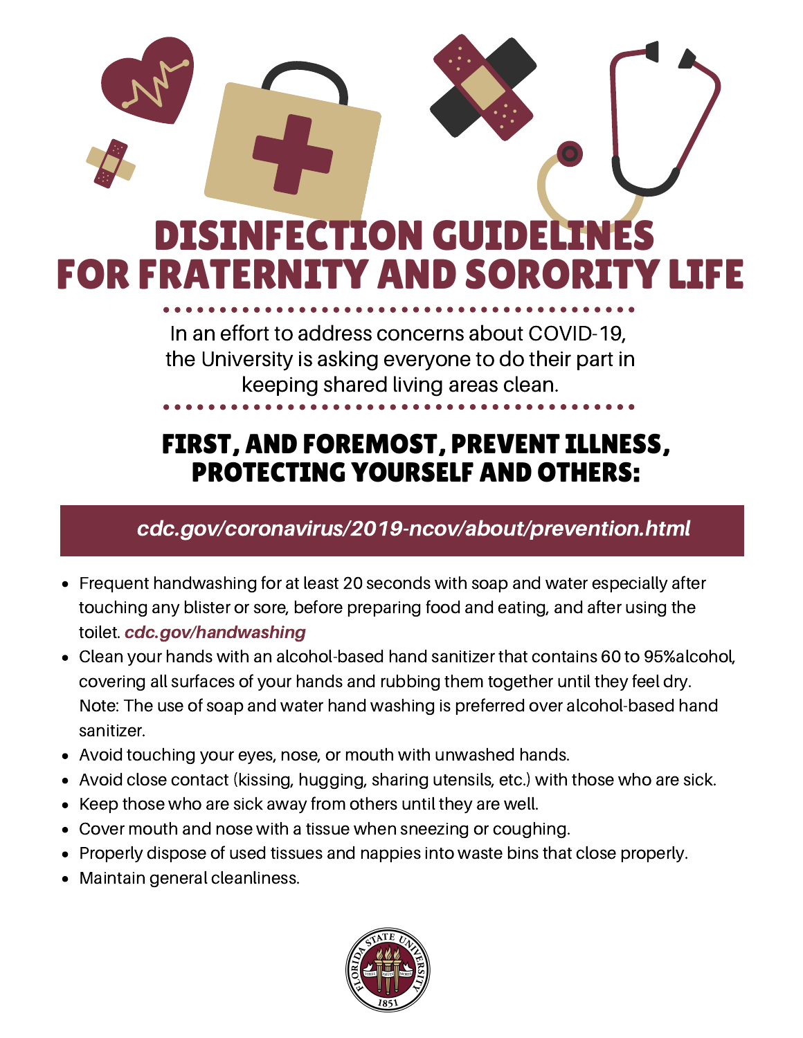# DISINFECTION GUIDELINES FOR FRATERNITY AND SORORITY LIFE

In an effort to address concerns about COVID-19, the University is asking everyone to do their part in keeping shared living areas clean.

## FIRST, AND FOREMOST, PREVENT ILLNESS, PROTECTING YOURSELF AND OTHERS:

***cdc.gov/coronavirus/2019-ncov/about/prevention.html***

- Frequent handwashing for at least 20 seconds with soap and water especially after touching any blister or sore, before preparing food and eating, and after using the toilet. ***cdc.gov/handwashing***
- Clean your hands with an alcohol-based hand sanitizer that contains 60 to 95%alcohol, covering all surfaces of your hands and rubbing them together until they feel dry. Note: The use of soap and water hand washing is preferred over alcohol-based hand sanitizer.
- Avoid touching your eyes, nose, or mouth with unwashed hands.
- Avoid close contact (kissing, hugging, sharing utensils, etc.) with those who are sick.
- Keep those who are sick away from others until they are well.
- Cover mouth and nose with a tissue when sneezing or coughing.
- Properly dispose of used tissues and nappies into waste bins that close properly.
- Maintain general cleanliness.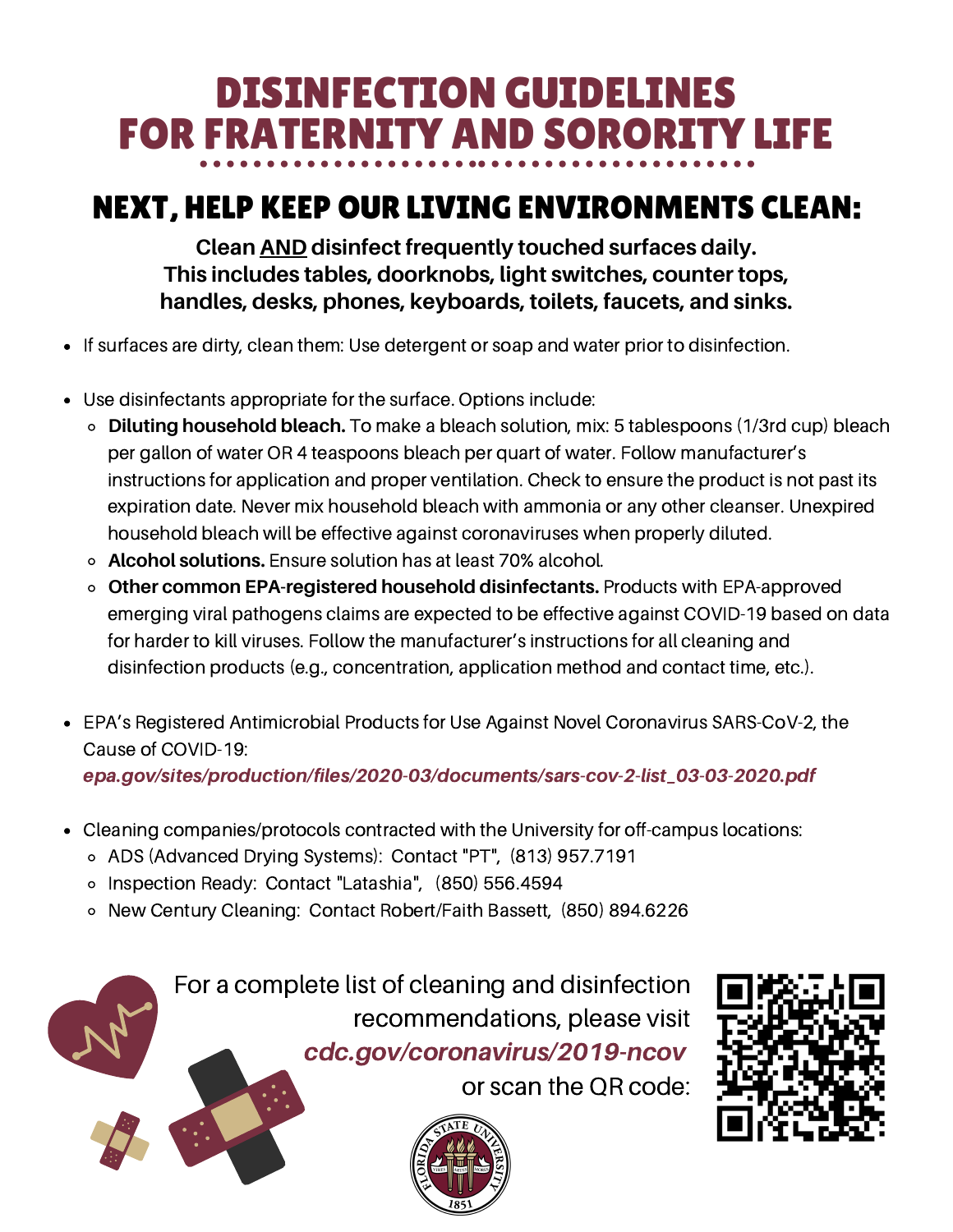# DISINFECTION GUIDELINES FOR FRATERNITY AND SORORITY LIFE

## NEXT, HELP KEEP OUR LIVING ENVIRONMENTS CLEAN:

**Clean AND disinfect frequently touched surfaces daily. This includes tables, doorknobs, light switches, counter tops, handles, desks, phones, keyboards, toilets, faucets, and sinks.**

- If surfaces are dirty, clean them: Use detergent or soap and water prior to disinfection.
- Use disinfectants appropriate for the surface. Options include:
  - **Diluting household bleach.** To make a bleach solution, mix: 5 tablespoons (1/3rd cup) bleach per gallon of water OR 4 teaspoons bleach per quart of water. Follow manufacturer's instructions for application and proper ventilation. Check to ensure the product is not past its expiration date. Never mix household bleach with ammonia or any other cleanser. Unexpired household bleach will be effective against coronaviruses when properly diluted.
  - **Alcohol solutions.** Ensure solution has at least 70% alcohol.
  - **Other common EPA-registered household disinfectants.** Products with EPA-approved emerging viral pathogens claims are expected to be effective against COVID-19 based on data for harder to kill viruses. Follow the manufacturer's instructions for all cleaning and disinfection products (e.g., concentration, application method and contact time, etc.).
- EPA's Registered Antimicrobial Products for Use Against Novel Coronavirus SARS-CoV-2, the Cause of COVID-19: ***epa.gov/sites/production/files/2020-03/documents/sars-cov-2-list_03-03-2020.pdf***
- Cleaning companies/protocols contracted with the University for off-campus locations:
  - ADS (Advanced Drying Systems): Contact "PT", (813) 957.7191
  - Inspection Ready: Contact "Latashia", (850) 556.4594
  - New Century Cleaning: Contact Robert/Faith Bassett, (850) 894.6226

For a complete list of cleaning and disinfection recommendations, please visit ***cdc.gov/coronavirus/2019-ncov*** or scan the QR code: